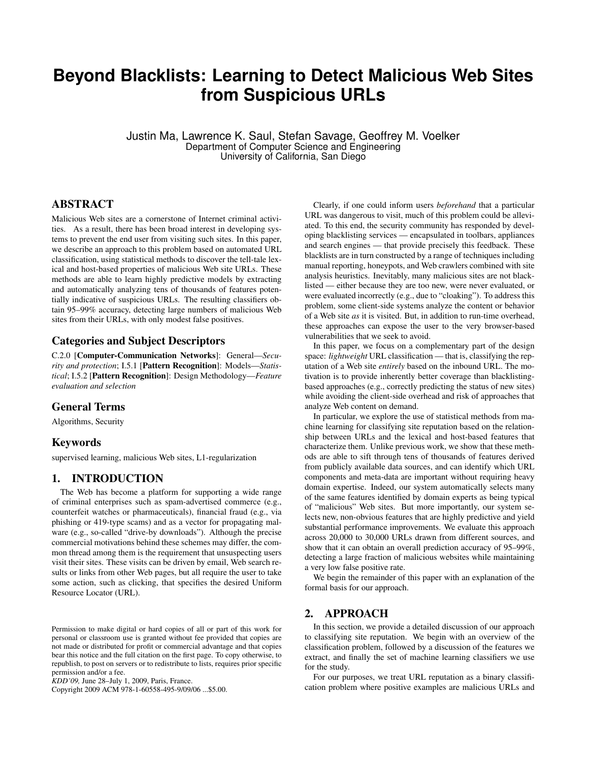# Beyond Blacklists: Learning to Detect Malicious Web Sites from Suspicious URLs

Justin Ma, Lawrence K. Saul, Stefan Savage, Geoffrey M. Voelker
Department of Computer Science and Engineering
University of California, San Diego

## ABSTRACT

Malicious Web sites are a cornerstone of Internet criminal activities. As a result, there has been broad interest in developing systems to prevent the end user from visiting such sites. In this paper, we describe an approach to this problem based on automated URL classification, using statistical methods to discover the tell-tale lexical and host-based properties of malicious Web site URLs. These methods are able to learn highly predictive models by extracting and automatically analyzing tens of thousands of features potentially indicative of suspicious URLs. The resulting classifiers obtain 95–99% accuracy, detecting large numbers of malicious Web sites from their URLs, with only modest false positives.

### Categories and Subject Descriptors

C.2.0 [**Computer-Communication Networks**]: General—*Security and protection*; I.5.1 [**Pattern Recognition**]: Models—*Statistical*; I.5.2 [**Pattern Recognition**]: Design Methodology—*Feature evaluation and selection*

### General Terms

Algorithms, Security

### Keywords

supervised learning, malicious Web sites, L1-regularization

## 1. INTRODUCTION

The Web has become a platform for supporting a wide range of criminal enterprises such as spam-advertised commerce (e.g., counterfeit watches or pharmaceuticals), financial fraud (e.g., via phishing or 419-type scams) and as a vector for propagating malware (e.g., so-called "drive-by downloads"). Although the precise commercial motivations behind these schemes may differ, the common thread among them is the requirement that unsuspecting users visit their sites. These visits can be driven by email, Web search results or links from other Web pages, but all require the user to take some action, such as clicking, that specifies the desired Uniform Resource Locator (URL).

Permission to make digital or hard copies of all or part of this work for personal or classroom use is granted without fee provided that copies are not made or distributed for profit or commercial advantage and that copies bear this notice and the full citation on the first page. To copy otherwise, to republish, to post on servers or to redistribute to lists, requires prior specific permission and/or a fee.
*KDD'09,* June 28–July 1, 2009, Paris, France.
Copyright 2009 ACM 978-1-60558-495-9/09/06 ...$5.00.

Clearly, if one could inform users *beforehand* that a particular URL was dangerous to visit, much of this problem could be alleviated. To this end, the security community has responded by developing blacklisting services — encapsulated in toolbars, appliances and search engines — that provide precisely this feedback. These blacklists are in turn constructed by a range of techniques including manual reporting, honeypots, and Web crawlers combined with site analysis heuristics. Inevitably, many malicious sites are not blacklisted — either because they are too new, were never evaluated, or were evaluated incorrectly (e.g., due to "cloaking"). To address this problem, some client-side systems analyze the content or behavior of a Web site *as* it is visited. But, in addition to run-time overhead, these approaches can expose the user to the very browser-based vulnerabilities that we seek to avoid.

In this paper, we focus on a complementary part of the design space: *lightweight* URL classification — that is, classifying the reputation of a Web site *entirely* based on the inbound URL. The motivation is to provide inherently better coverage than blacklisting-based approaches (e.g., correctly predicting the status of new sites) while avoiding the client-side overhead and risk of approaches that analyze Web content on demand.

In particular, we explore the use of statistical methods from machine learning for classifying site reputation based on the relationship between URLs and the lexical and host-based features that characterize them. Unlike previous work, we show that these methods are able to sift through tens of thousands of features derived from publicly available data sources, and can identify which URL components and meta-data are important without requiring heavy domain expertise. Indeed, our system automatically selects many of the same features identified by domain experts as being typical of "malicious" Web sites. But more importantly, our system selects new, non-obvious features that are highly predictive and yield substantial performance improvements. We evaluate this approach across 20,000 to 30,000 URLs drawn from different sources, and show that it can obtain an overall prediction accuracy of 95–99%, detecting a large fraction of malicious websites while maintaining a very low false positive rate.

We begin the remainder of this paper with an explanation of the formal basis for our approach.

## 2. APPROACH

In this section, we provide a detailed discussion of our approach to classifying site reputation. We begin with an overview of the classification problem, followed by a discussion of the features we extract, and finally the set of machine learning classifiers we use for the study.

For our purposes, we treat URL reputation as a binary classification problem where positive examples are malicious URLs and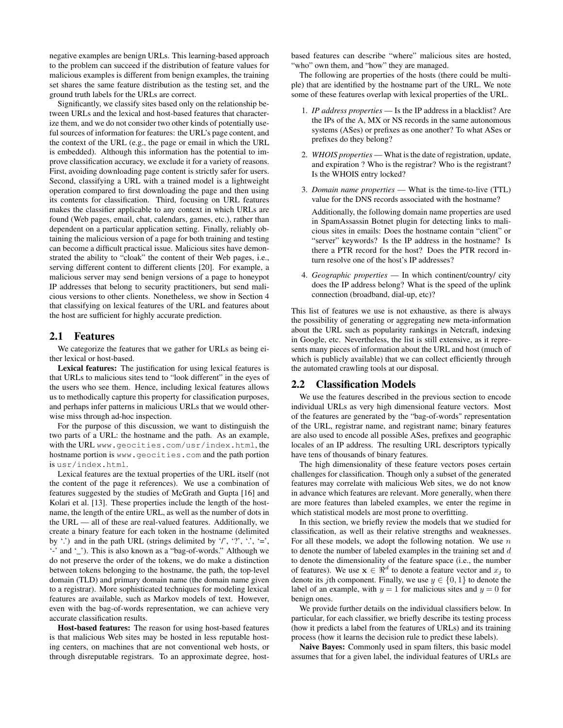negative examples are benign URLs. This learning-based approach to the problem can succeed if the distribution of feature values for malicious examples is different from benign examples, the training set shares the same feature distribution as the testing set, and the ground truth labels for the URLs are correct.

Significantly, we classify sites based only on the relationship between URLs and the lexical and host-based features that characterize them, and we do not consider two other kinds of potentially useful sources of information for features: the URL's page content, and the context of the URL (e.g., the page or email in which the URL is embedded). Although this information has the potential to improve classification accuracy, we exclude it for a variety of reasons. First, avoiding downloading page content is strictly safer for users. Second, classifying a URL with a trained model is a lightweight operation compared to first downloading the page and then using its contents for classification. Third, focusing on URL features makes the classifier applicable to any context in which URLs are found (Web pages, email, chat, calendars, games, etc.), rather than dependent on a particular application setting. Finally, reliably obtaining the malicious version of a page for both training and testing can become a difficult practical issue. Malicious sites have demonstrated the ability to "cloak" the content of their Web pages, i.e., serving different content to different clients [20]. For example, a malicious server may send benign versions of a page to honeypot IP addresses that belong to security practitioners, but send malicious versions to other clients. Nonetheless, we show in Section 4 that classifying on lexical features of the URL and features about the host are sufficient for highly accurate prediction.

## 2.1 Features

We categorize the features that we gather for URLs as being either lexical or host-based.

**Lexical features:** The justification for using lexical features is that URLs to malicious sites tend to "look different" in the eyes of the users who see them. Hence, including lexical features allows us to methodically capture this property for classification purposes, and perhaps infer patterns in malicious URLs that we would otherwise miss through ad-hoc inspection.

For the purpose of this discussion, we want to distinguish the two parts of a URL: the hostname and the path. As an example, with the URL `www.geocities.com/usr/index.html`, the hostname portion is `www.geocities.com` and the path portion is `usr/index.html`.

Lexical features are the textual properties of the URL itself (not the content of the page it references). We use a combination of features suggested by the studies of McGrath and Gupta [16] and Kolari et al. [13]. These properties include the length of the hostname, the length of the entire URL, as well as the number of dots in the URL — all of these are real-valued features. Additionally, we create a binary feature for each token in the hostname (delimited by '.') and in the path URL (strings delimited by '/', '?', '.', '=', '-' and '_'). This is also known as a "bag-of-words." Although we do not preserve the order of the tokens, we do make a distinction between tokens belonging to the hostname, the path, the top-level domain (TLD) and primary domain name (the domain name given to a registrar). More sophisticated techniques for modeling lexical features are available, such as Markov models of text. However, even with the bag-of-words representation, we can achieve very accurate classification results.

**Host-based features:** The reason for using host-based features is that malicious Web sites may be hosted in less reputable hosting centers, on machines that are not conventional web hosts, or through disreputable registrars. To an approximate degree, host-based features can describe "where" malicious sites are hosted, "who" own them, and "how" they are managed.

The following are properties of the hosts (there could be multiple) that are identified by the hostname part of the URL. We note some of these features overlap with lexical properties of the URL.

1. *IP address properties* — Is the IP address in a blacklist? Are the IPs of the A, MX or NS records in the same autonomous systems (ASes) or prefixes as one another? To what ASes or prefixes do they belong?

2. *WHOIS properties* — What is the date of registration, update, and expiration ? Who is the registrar? Who is the registrant? Is the WHOIS entry locked?

3. *Domain name properties* — What is the time-to-live (TTL) value for the DNS records associated with the hostname?

   Additionally, the following domain name properties are used in SpamAssassin Botnet plugin for detecting links to malicious sites in emails: Does the hostname contain "client" or "server" keywords? Is the IP address in the hostname? Is there a PTR record for the host? Does the PTR record in-turn resolve one of the host's IP addresses?

4. *Geographic properties* — In which continent/country/ city does the IP address belong? What is the speed of the uplink connection (broadband, dial-up, etc)?

This list of features we use is not exhaustive, as there is always the possibility of generating or aggregating new meta-information about the URL such as popularity rankings in Netcraft, indexing in Google, etc. Nevertheless, the list is still extensive, as it represents many pieces of information about the URL and host (much of which is publicly available) that we can collect efficiently through the automated crawling tools at our disposal.

## 2.2 Classification Models

We use the features described in the previous section to encode individual URLs as very high dimensional feature vectors. Most of the features are generated by the "bag-of-words" representation of the URL, registrar name, and registrant name; binary features are also used to encode all possible ASes, prefixes and geographic locales of an IP address. The resulting URL descriptors typically have tens of thousands of binary features.

The high dimensionality of these feature vectors poses certain challenges for classification. Though only a subset of the generated features may correlate with malicious Web sites, we do not know in advance which features are relevant. More generally, when there are more features than labeled examples, we enter the regime in which statistical models are most prone to overfitting.

In this section, we briefly review the models that we studied for classification, as well as their relative strengths and weaknesses. For all these models, we adopt the following notation. We use $n$ to denote the number of labeled examples in the training set and $d$ to denote the dimensionality of the feature space (i.e., the number of features). We use $\mathbf{x} \in \Re^d$ to denote a feature vector and $x_j$ to denote its $j$th component. Finally, we use $y \in \{0, 1\}$ to denote the label of an example, with $y = 1$ for malicious sites and $y = 0$ for benign ones.

We provide further details on the individual classifiers below. In particular, for each classifier, we briefly describe its testing process (how it predicts a label from the features of URLs) and its training process (how it learns the decision rule to predict these labels).

**Naive Bayes:** Commonly used in spam filters, this basic model assumes that for a given label, the individual features of URLs are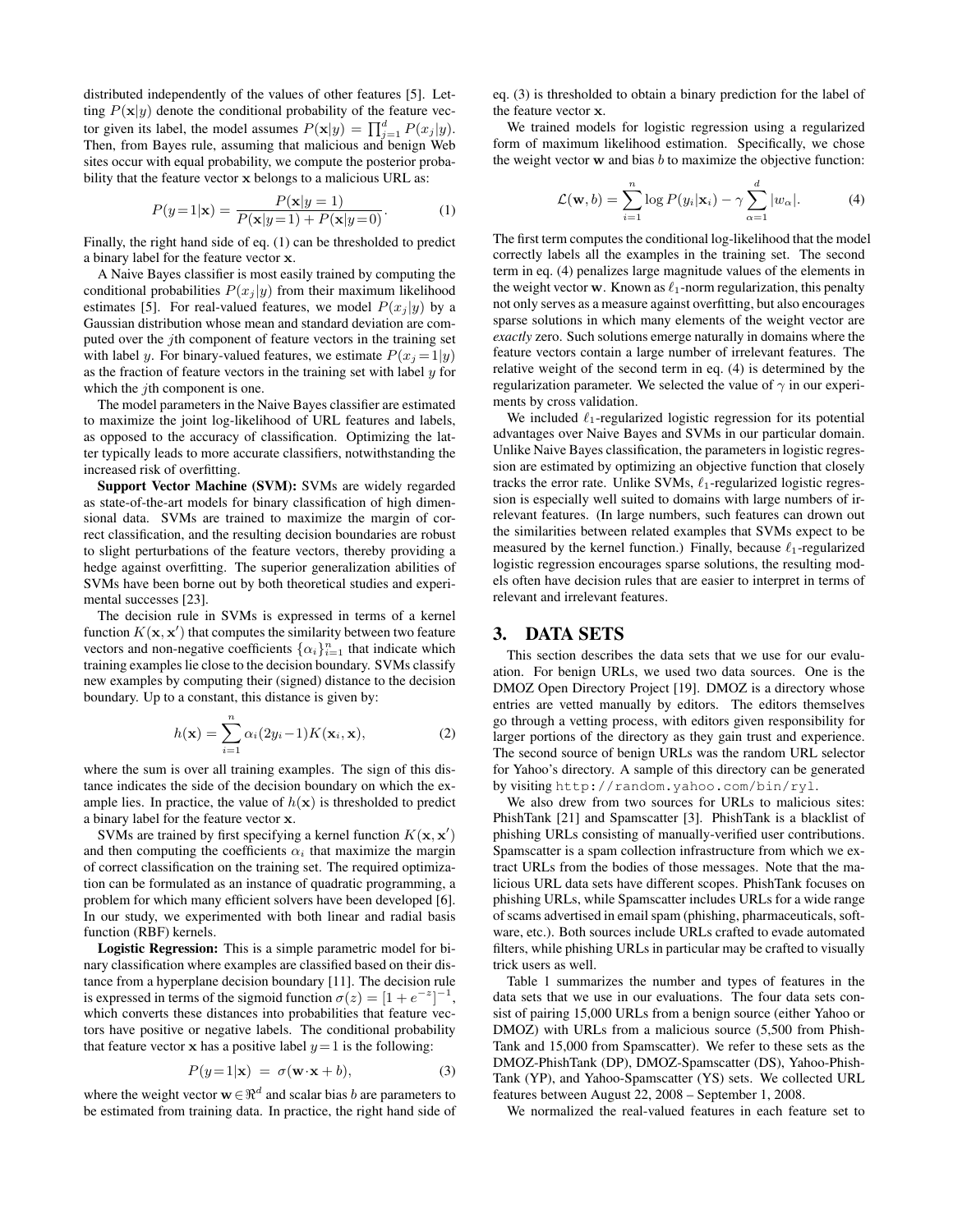distributed independently of the values of other features [5]. Letting $P(\mathbf{x}|y)$ denote the conditional probability of the feature vector given its label, the model assumes $P(\mathbf{x}|y) = \prod_{j=1}^{d} P(x_j|y)$. Then, from Bayes rule, assuming that malicious and benign Web sites occur with equal probability, we compute the posterior probability that the feature vector $\mathbf{x}$ belongs to a malicious URL as:

$$P(y=1|\mathbf{x}) = \frac{P(\mathbf{x}|y=1)}{P(\mathbf{x}|y=1) + P(\mathbf{x}|y=0)}. \tag{1}$$

Finally, the right hand side of eq. (1) can be thresholded to predict a binary label for the feature vector $\mathbf{x}$.

A Naive Bayes classifier is most easily trained by computing the conditional probabilities $P(x_j|y)$ from their maximum likelihood estimates [5]. For real-valued features, we model $P(x_j|y)$ by a Gaussian distribution whose mean and standard deviation are computed over the $j$th component of feature vectors in the training set with label $y$. For binary-valued features, we estimate $P(x_j = 1|y)$ as the fraction of feature vectors in the training set with label $y$ for which the $j$th component is one.

The model parameters in the Naive Bayes classifier are estimated to maximize the joint log-likelihood of URL features and labels, as opposed to the accuracy of classification. Optimizing the latter typically leads to more accurate classifiers, notwithstanding the increased risk of overfitting.

**Support Vector Machine (SVM):** SVMs are widely regarded as state-of-the-art models for binary classification of high dimensional data. SVMs are trained to maximize the margin of correct classification, and the resulting decision boundaries are robust to slight perturbations of the feature vectors, thereby providing a hedge against overfitting. The superior generalization abilities of SVMs have been borne out by both theoretical studies and experimental successes [23].

The decision rule in SVMs is expressed in terms of a kernel function $K(\mathbf{x}, \mathbf{x}')$ that computes the similarity between two feature vectors and non-negative coefficients $\{\alpha_i\}_{i=1}^{n}$ that indicate which training examples lie close to the decision boundary. SVMs classify new examples by computing their (signed) distance to the decision boundary. Up to a constant, this distance is given by:

$$h(\mathbf{x}) = \sum_{i=1}^{n} \alpha_i (2y_i - 1) K(\mathbf{x}_i, \mathbf{x}), \tag{2}$$

where the sum is over all training examples. The sign of this distance indicates the side of the decision boundary on which the example lies. In practice, the value of $h(\mathbf{x})$ is thresholded to predict a binary label for the feature vector $\mathbf{x}$.

SVMs are trained by first specifying a kernel function $K(\mathbf{x}, \mathbf{x}')$ and then computing the coefficients $\alpha_i$ that maximize the margin of correct classification on the training set. The required optimization can be formulated as an instance of quadratic programming, a problem for which many efficient solvers have been developed [6]. In our study, we experimented with both linear and radial basis function (RBF) kernels.

**Logistic Regression:** This is a simple parametric model for binary classification where examples are classified based on their distance from a hyperplane decision boundary [11]. The decision rule is expressed in terms of the sigmoid function $\sigma(z) = [1 + e^{-z}]^{-1}$, which converts these distances into probabilities that feature vectors have positive or negative labels. The conditional probability that feature vector $\mathbf{x}$ has a positive label $y = 1$ is the following:

$$P(y=1|\mathbf{x}) \; = \; \sigma(\mathbf{w} \cdot \mathbf{x} + b), \tag{3}$$

where the weight vector $\mathbf{w} \in \Re^d$ and scalar bias $b$ are parameters to be estimated from training data. In practice, the right hand side of eq. (3) is thresholded to obtain a binary prediction for the label of the feature vector $\mathbf{x}$.

We trained models for logistic regression using a regularized form of maximum likelihood estimation. Specifically, we chose the weight vector $\mathbf{w}$ and bias $b$ to maximize the objective function:

$$\mathcal{L}(\mathbf{w}, b) = \sum_{i=1}^{n} \log P(y_i|\mathbf{x}_i) - \gamma \sum_{\alpha=1}^{d} |w_\alpha|. \tag{4}$$

The first term computes the conditional log-likelihood that the model correctly labels all the examples in the training set. The second term in eq. (4) penalizes large magnitude values of the elements in the weight vector $\mathbf{w}$. Known as $\ell_1$-norm regularization, this penalty not only serves as a measure against overfitting, but also encourages sparse solutions in which many elements of the weight vector are *exactly* zero. Such solutions emerge naturally in domains where the feature vectors contain a large number of irrelevant features. The relative weight of the second term in eq. (4) is determined by the regularization parameter. We selected the value of $\gamma$ in our experiments by cross validation.

We included $\ell_1$-regularized logistic regression for its potential advantages over Naive Bayes and SVMs in our particular domain. Unlike Naive Bayes classification, the parameters in logistic regression are estimated by optimizing an objective function that closely tracks the error rate. Unlike SVMs, $\ell_1$-regularized logistic regression is especially well suited to domains with large numbers of irrelevant features. (In large numbers, such features can drown out the similarities between related examples that SVMs expect to be measured by the kernel function.) Finally, because $\ell_1$-regularized logistic regression encourages sparse solutions, the resulting models often have decision rules that are easier to interpret in terms of relevant and irrelevant features.

## 3. DATA SETS

This section describes the data sets that we use for our evaluation. For benign URLs, we used two data sources. One is the DMOZ Open Directory Project [19]. DMOZ is a directory whose entries are vetted manually by editors. The editors themselves go through a vetting process, with editors given responsibility for larger portions of the directory as they gain trust and experience. The second source of benign URLs was the random URL selector for Yahoo's directory. A sample of this directory can be generated by visiting `http://random.yahoo.com/bin/ryl`.

We also drew from two sources for URLs to malicious sites: PhishTank [21] and Spamscatter [3]. PhishTank is a blacklist of phishing URLs consisting of manually-verified user contributions. Spamscatter is a spam collection infrastructure from which we extract URLs from the bodies of those messages. Note that the malicious URL data sets have different scopes. PhishTank focuses on phishing URLs, while Spamscatter includes URLs for a wide range of scams advertised in email spam (phishing, pharmaceuticals, software, etc.). Both sources include URLs crafted to evade automated filters, while phishing URLs in particular may be crafted to visually trick users as well.

Table 1 summarizes the number and types of features in the data sets that we use in our evaluations. The four data sets consist of pairing 15,000 URLs from a benign source (either Yahoo or DMOZ) with URLs from a malicious source (5,500 from PhishTank and 15,000 from Spamscatter). We refer to these sets as the DMOZ-PhishTank (DP), DMOZ-Spamscatter (DS), Yahoo-PhishTank (YP), and Yahoo-Spamscatter (YS) sets. We collected URL features between August 22, 2008 – September 1, 2008.

We normalized the real-valued features in each feature set to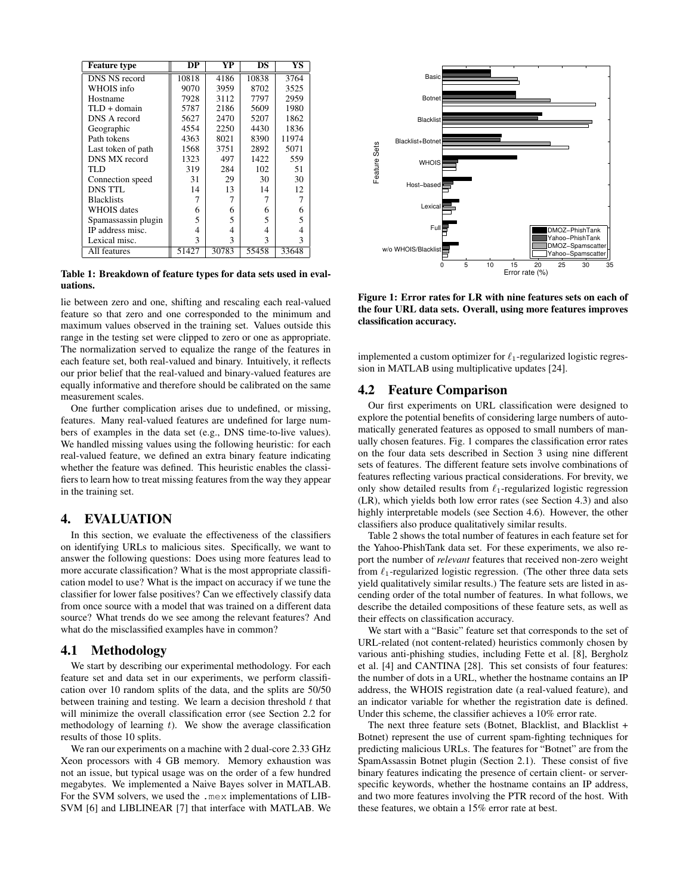| Feature type | DP | YP | DS | YS |
| --- | --- | --- | --- | --- |
| DNS NS record | 10818 | 4186 | 10838 | 3764 |
| WHOIS info | 9070 | 3959 | 8702 | 3525 |
| Hostname | 7928 | 3112 | 7797 | 2959 |
| TLD + domain | 5787 | 2186 | 5609 | 1980 |
| DNS A record | 5627 | 2470 | 5207 | 1862 |
| Geographic | 4554 | 2250 | 4430 | 1836 |
| Path tokens | 4363 | 8021 | 8390 | 11974 |
| Last token of path | 1568 | 3751 | 2892 | 5071 |
| DNS MX record | 1323 | 497 | 1422 | 559 |
| TLD | 319 | 284 | 102 | 51 |
| Connection speed | 31 | 29 | 30 | 30 |
| DNS TTL | 14 | 13 | 14 | 12 |
| Blacklists | 7 | 7 | 7 | 7 |
| WHOIS dates | 6 | 6 | 6 | 6 |
| Spamassassin plugin | 5 | 5 | 5 | 5 |
| IP address misc. | 4 | 4 | 4 | 4 |
| Lexical misc. | 3 | 3 | 3 | 3 |
| All features | 51427 | 30783 | 55458 | 33648 |

**Table 1: Breakdown of feature types for data sets used in evaluations.**

lie between zero and one, shifting and rescaling each real-valued feature so that zero and one corresponded to the minimum and maximum values observed in the training set. Values outside this range in the testing set were clipped to zero or one as appropriate. The normalization served to equalize the range of the features in each feature set, both real-valued and binary. Intuitively, it reflects our prior belief that the real-valued and binary-valued features are equally informative and therefore should be calibrated on the same measurement scales.

One further complication arises due to undefined, or missing, features. Many real-valued features are undefined for large numbers of examples in the data set (e.g., DNS time-to-live values). We handled missing values using the following heuristic: for each real-valued feature, we defined an extra binary feature indicating whether the feature was defined. This heuristic enables the classifiers to learn how to treat missing features from the way they appear in the training set.

# 4. EVALUATION

In this section, we evaluate the effectiveness of the classifiers on identifying URLs to malicious sites. Specifically, we want to answer the following questions: Does using more features lead to more accurate classification? What is the most appropriate classification model to use? What is the impact on accuracy if we tune the classifier for lower false positives? Can we effectively classify data from once source with a model that was trained on a different data source? What trends do we see among the relevant features? And what do the misclassified examples have in common?

## 4.1 Methodology

We start by describing our experimental methodology. For each feature set and data set in our experiments, we perform classification over 10 random splits of the data, and the splits are 50/50 between training and testing. We learn a decision threshold $t$ that will minimize the overall classification error (see Section 2.2 for methodology of learning $t$). We show the average classification results of those 10 splits.

We ran our experiments on a machine with 2 dual-core 2.33 GHz Xeon processors with 4 GB memory. Memory exhaustion was not an issue, but typical usage was on the order of a few hundred megabytes. We implemented a Naive Bayes solver in MATLAB. For the SVM solvers, we used the `.mex` implementations of LIBSVM [6] and LIBLINEAR [7] that interface with MATLAB. We implemented a custom optimizer for $\ell_1$-regularized logistic regression in MATLAB using multiplicative updates [24].

**Figure 1: Error rates for LR with nine features sets on each of the four URL data sets. Overall, using more features improves classification accuracy.**

## 4.2 Feature Comparison

Our first experiments on URL classification were designed to explore the potential benefits of considering large numbers of automatically generated features as opposed to small numbers of manually chosen features. Fig. 1 compares the classification error rates on the four data sets described in Section 3 using nine different sets of features. The different feature sets involve combinations of features reflecting various practical considerations. For brevity, we only show detailed results from $\ell_1$-regularized logistic regression (LR), which yields both low error rates (see Section 4.3) and also highly interpretable models (see Section 4.6). However, the other classifiers also produce qualitatively similar results.

Table 2 shows the total number of features in each feature set for the Yahoo-PhishTank data set. For these experiments, we also report the number of *relevant* features that received non-zero weight from $\ell_1$-regularized logistic regression. (The other three data sets yield qualitatively similar results.) The feature sets are listed in ascending order of the total number of features. In what follows, we describe the detailed compositions of these feature sets, as well as their effects on classification accuracy.

We start with a "Basic" feature set that corresponds to the set of URL-related (not content-related) heuristics commonly chosen by various anti-phishing studies, including Fette et al. [8], Bergholz et al. [4] and CANTINA [28]. This set consists of four features: the number of dots in a URL, whether the hostname contains an IP address, the WHOIS registration date (a real-valued feature), and an indicator variable for whether the registration date is defined. Under this scheme, the classifier achieves a 10% error rate.

The next three feature sets (Botnet, Blacklist, and Blacklist + Botnet) represent the use of current spam-fighting techniques for predicting malicious URLs. The features for "Botnet" are from the SpamAssassin Botnet plugin (Section 2.1). These consist of five binary features indicating the presence of certain client- or server-specific keywords, whether the hostname contains an IP address, and two more features involving the PTR record of the host. With these features, we obtain a 15% error rate at best.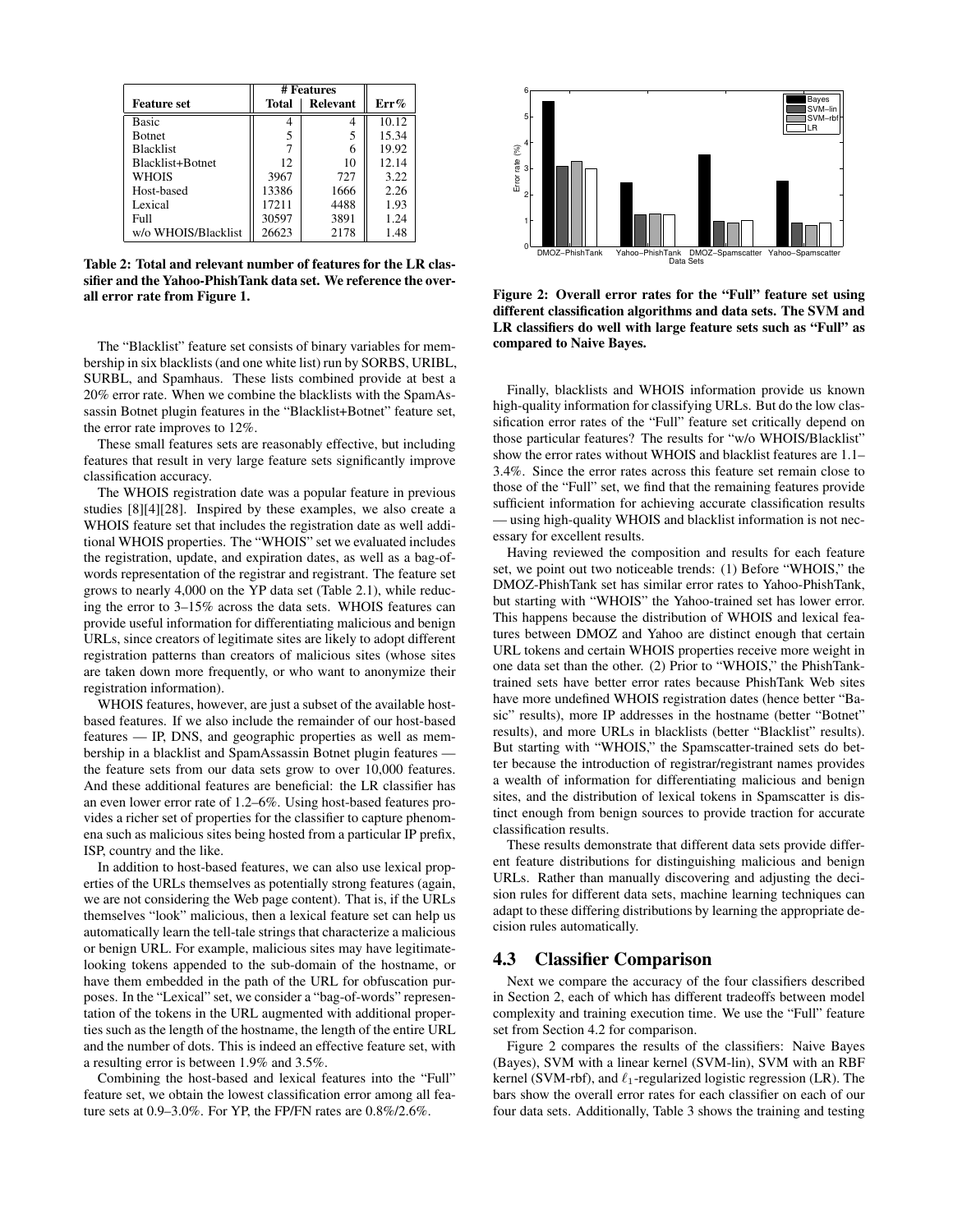| Feature set | # Features Total | Relevant | Err% |
|---|---|---|---|
| Basic | 4 | 4 | 10.12 |
| Botnet | 5 | 5 | 15.34 |
| Blacklist | 7 | 6 | 19.92 |
| Blacklist+Botnet | 12 | 10 | 12.14 |
| WHOIS | 3967 | 727 | 3.22 |
| Host-based | 13386 | 1666 | 2.26 |
| Lexical | 17211 | 4488 | 1.93 |
| Full | 30597 | 3891 | 1.24 |
| w/o WHOIS/Blacklist | 26623 | 2178 | 1.48 |

**Table 2: Total and relevant number of features for the LR classifier and the Yahoo-PhishTank data set. We reference the overall error rate from Figure 1.**

The "Blacklist" feature set consists of binary variables for membership in six blacklists (and one white list) run by SORBS, URIBL, SURBL, and Spamhaus. These lists combined provide at best a 20% error rate. When we combine the blacklists with the SpamAssassin Botnet plugin features in the "Blacklist+Botnet" feature set, the error rate improves to 12%.

These small features sets are reasonably effective, but including features that result in very large feature sets significantly improve classification accuracy.

The WHOIS registration date was a popular feature in previous studies [8][4][28]. Inspired by these examples, we also create a WHOIS feature set that includes the registration date as well additional WHOIS properties. The "WHOIS" set we evaluated includes the registration, update, and expiration dates, as well as a bag-of-words representation of the registrar and registrant. The feature set grows to nearly 4,000 on the YP data set (Table 2.1), while reducing the error to 3–15% across the data sets. WHOIS features can provide useful information for differentiating malicious and benign URLs, since creators of legitimate sites are likely to adopt different registration patterns than creators of malicious sites (whose sites are taken down more frequently, or who want to anonymize their registration information).

WHOIS features, however, are just a subset of the available host-based features. If we also include the remainder of our host-based features — IP, DNS, and geographic properties as well as membership in a blacklist and SpamAssassin Botnet plugin features — the feature sets from our data sets grow to over 10,000 features. And these additional features are beneficial: the LR classifier has an even lower error rate of 1.2–6%. Using host-based features provides a richer set of properties for the classifier to capture phenomena such as malicious sites being hosted from a particular IP prefix, ISP, country and the like.

In addition to host-based features, we can also use lexical properties of the URLs themselves as potentially strong features (again, we are not considering the Web page content). That is, if the URLs themselves "look" malicious, then a lexical feature set can help us automatically learn the tell-tale strings that characterize a malicious or benign URL. For example, malicious sites may have legitimate-looking tokens appended to the sub-domain of the hostname, or have them embedded in the path of the URL for obfuscation purposes. In the "Lexical" set, we consider a "bag-of-words" representation of the tokens in the URL augmented with additional properties such as the length of the hostname, the length of the entire URL and the number of dots. This is indeed an effective feature set, with a resulting error is between 1.9% and 3.5%.

Combining the host-based and lexical features into the "Full" feature set, we obtain the lowest classification error among all feature sets at 0.9–3.0%. For YP, the FP/FN rates are 0.8%/2.6%.

**Figure 2: Overall error rates for the "Full" feature set using different classification algorithms and data sets. The SVM and LR classifiers do well with large feature sets such as "Full" as compared to Naive Bayes.**

Finally, blacklists and WHOIS information provide us known high-quality information for classifying URLs. But do the low classification error rates of the "Full" feature set critically depend on those particular features? The results for "w/o WHOIS/Blacklist" show the error rates without WHOIS and blacklist features are 1.1–3.4%. Since the error rates across this feature set remain close to those of the "Full" set, we find that the remaining features provide sufficient information for achieving accurate classification results — using high-quality WHOIS and blacklist information is not necessary for excellent results.

Having reviewed the composition and results for each feature set, we point out two noticeable trends: (1) Before "WHOIS," the DMOZ-PhishTank set has similar error rates to Yahoo-PhishTank, but starting with "WHOIS" the Yahoo-trained set has lower error. This happens because the distribution of WHOIS and lexical features between DMOZ and Yahoo are distinct enough that certain URL tokens and certain WHOIS properties receive more weight in one data set than the other. (2) Prior to "WHOIS," the PhishTank-trained sets have better error rates because PhishTank Web sites have more undefined WHOIS registration dates (hence better "Basic" results), more IP addresses in the hostname (better "Botnet" results), and more URLs in blacklists (better "Blacklist" results). But starting with "WHOIS," the Spamscatter-trained sets do better because the introduction of registrar/registrant names provides a wealth of information for differentiating malicious and benign sites, and the distribution of lexical tokens in Spamscatter is distinct enough from benign sources to provide traction for accurate classification results.

These results demonstrate that different data sets provide different feature distributions for distinguishing malicious and benign URLs. Rather than manually discovering and adjusting the decision rules for different data sets, machine learning techniques can adapt to these differing distributions by learning the appropriate decision rules automatically.

## 4.3 Classifier Comparison

Next we compare the accuracy of the four classifiers described in Section 2, each of which has different tradeoffs between model complexity and training execution time. We use the "Full" feature set from Section 4.2 for comparison.

Figure 2 compares the results of the classifiers: Naive Bayes (Bayes), SVM with a linear kernel (SVM-lin), SVM with an RBF kernel (SVM-rbf), and $\ell_1$-regularized logistic regression (LR). The bars show the overall error rates for each classifier on each of our four data sets. Additionally, Table 3 shows the training and testing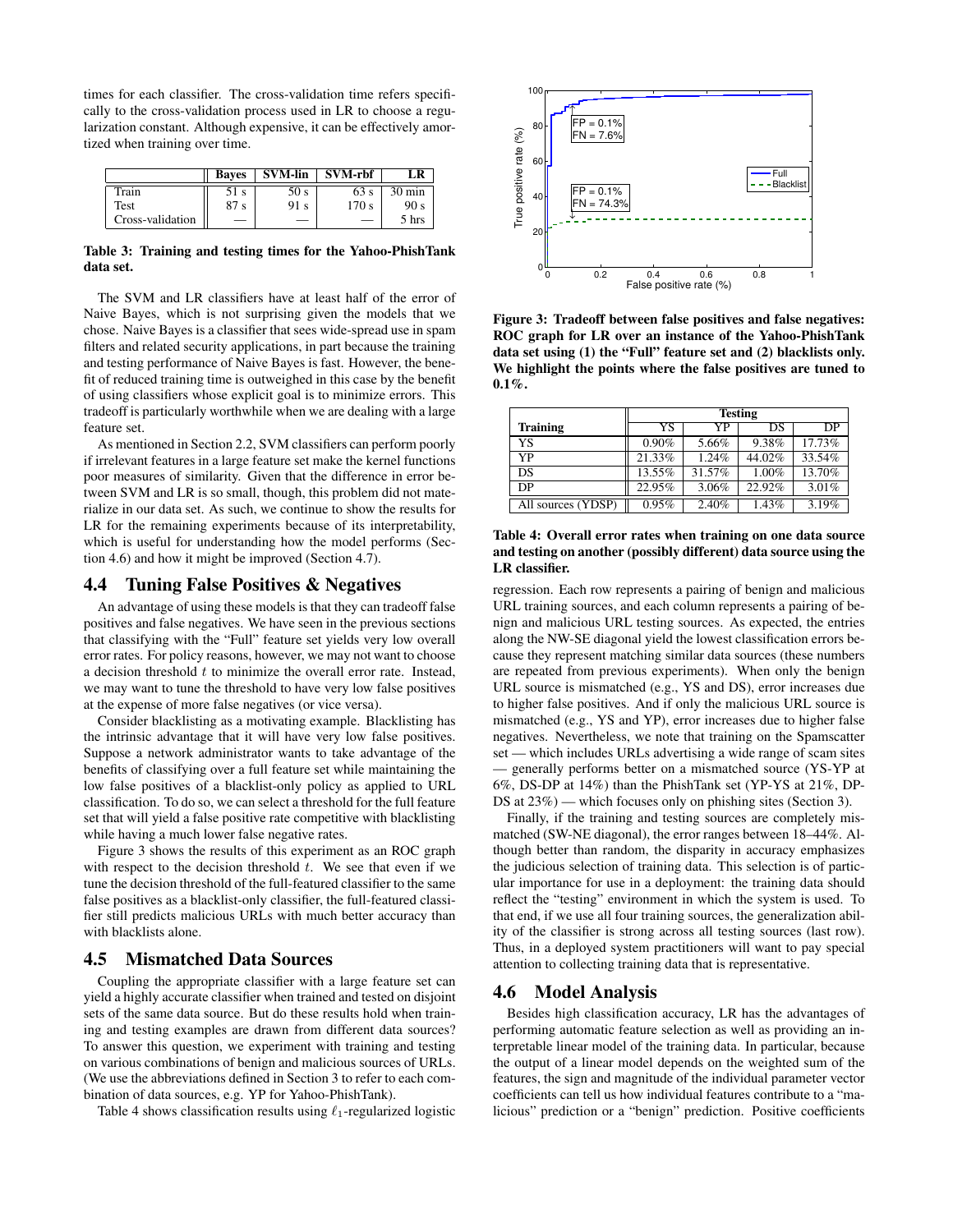times for each classifier. The cross-validation time refers specifically to the cross-validation process used in LR to choose a regularization constant. Although expensive, it can be effectively amortized when training over time.

| | Bayes | SVM-lin | SVM-rbf | LR |
|---|---|---|---|---|
| Train | 51 s | 50 s | 63 s | 30 min |
| Test | 87 s | 91 s | 170 s | 90 s |
| Cross-validation | — | — | — | 5 hrs |

**Table 3: Training and testing times for the Yahoo-PhishTank data set.**

The SVM and LR classifiers have at least half of the error of Naive Bayes, which is not surprising given the models that we chose. Naive Bayes is a classifier that sees wide-spread use in spam filters and related security applications, in part because the training and testing performance of Naive Bayes is fast. However, the benefit of reduced training time is outweighed in this case by the benefit of using classifiers whose explicit goal is to minimize errors. This tradeoff is particularly worthwhile when we are dealing with a large feature set.

As mentioned in Section 2.2, SVM classifiers can perform poorly if irrelevant features in a large feature set make the kernel functions poor measures of similarity. Given that the difference in error between SVM and LR is so small, though, this problem did not materialize in our data set. As such, we continue to show the results for LR for the remaining experiments because of its interpretability, which is useful for understanding how the model performs (Section 4.6) and how it might be improved (Section 4.7).

## 4.4 Tuning False Positives & Negatives

An advantage of using these models is that they can tradeoff false positives and false negatives. We have seen in the previous sections that classifying with the "Full" feature set yields very low overall error rates. For policy reasons, however, we may not want to choose a decision threshold $t$ to minimize the overall error rate. Instead, we may want to tune the threshold to have very low false positives at the expense of more false negatives (or vice versa).

Consider blacklisting as a motivating example. Blacklisting has the intrinsic advantage that it will have very low false positives. Suppose a network administrator wants to take advantage of the benefits of classifying over a full feature set while maintaining the low false positives of a blacklist-only policy as applied to URL classification. To do so, we can select a threshold for the full feature set that will yield a false positive rate competitive with blacklisting while having a much lower false negative rates.

Figure 3 shows the results of this experiment as an ROC graph with respect to the decision threshold $t$. We see that even if we tune the decision threshold of the full-featured classifier to the same false positives as a blacklist-only classifier, the full-featured classifier still predicts malicious URLs with much better accuracy than with blacklists alone.

## 4.5 Mismatched Data Sources

Coupling the appropriate classifier with a large feature set can yield a highly accurate classifier when trained and tested on disjoint sets of the same data source. But do these results hold when training and testing examples are drawn from different data sources? To answer this question, we experiment with training and testing on various combinations of benign and malicious sources of URLs. (We use the abbreviations defined in Section 3 to refer to each combination of data sources, e.g. YP for Yahoo-PhishTank).

Table 4 shows classification results using $\ell_1$-regularized logistic

True positive rate (%)
False positive rate (%)
FP = 0.1%
FN = 7.6%
FP = 0.1%
FN = 74.3%
Full
Blacklist

**Figure 3: Tradeoff between false positives and false negatives: ROC graph for LR over an instance of the Yahoo-PhishTank data set using (1) the "Full" feature set and (2) blacklists only. We highlight the points where the false positives are tuned to 0.1%.**

| | Testing | | | |
|---|---|---|---|---|
| **Training** | YS | YP | DS | DP |
| YS | 0.90% | 5.66% | 9.38% | 17.73% |
| YP | 21.33% | 1.24% | 44.02% | 33.54% |
| DS | 13.55% | 31.57% | 1.00% | 13.70% |
| DP | 22.95% | 3.06% | 22.92% | 3.01% |
| All sources (YDSP) | 0.95% | 2.40% | 1.43% | 3.19% |

**Table 4: Overall error rates when training on one data source and testing on another (possibly different) data source using the LR classifier.**

regression. Each row represents a pairing of benign and malicious URL training sources, and each column represents a pairing of benign and malicious URL testing sources. As expected, the entries along the NW-SE diagonal yield the lowest classification errors because they represent matching similar data sources (these numbers are repeated from previous experiments). When only the benign URL source is mismatched (e.g., YS and DS), error increases due to higher false positives. And if only the malicious URL source is mismatched (e.g., YS and YP), error increases due to higher false negatives. Nevertheless, we note that training on the Spamscatter set — which includes URLs advertising a wide range of scam sites — generally performs better on a mismatched source (YS-YP at 6%, DS-DP at 14%) than the PhishTank set (YP-YS at 21%, DP-DS at 23%) — which focuses only on phishing sites (Section 3).

Finally, if the training and testing sources are completely mismatched (SW-NE diagonal), the error ranges between 18–44%. Although better than random, the disparity in accuracy emphasizes the judicious selection of training data. This selection is of particular importance for use in a deployment: the training data should reflect the "testing" environment in which the system is used. To that end, if we use all four training sources, the generalization ability of the classifier is strong across all testing sources (last row). Thus, in a deployed system practitioners will want to pay special attention to collecting training data that is representative.

## 4.6 Model Analysis

Besides high classification accuracy, LR has the advantages of performing automatic feature selection as well as providing an interpretable linear model of the training data. In particular, because the output of a linear model depends on the weighted sum of the features, the sign and magnitude of the individual parameter vector coefficients can tell us how individual features contribute to a "malicious" prediction or a "benign" prediction. Positive coefficients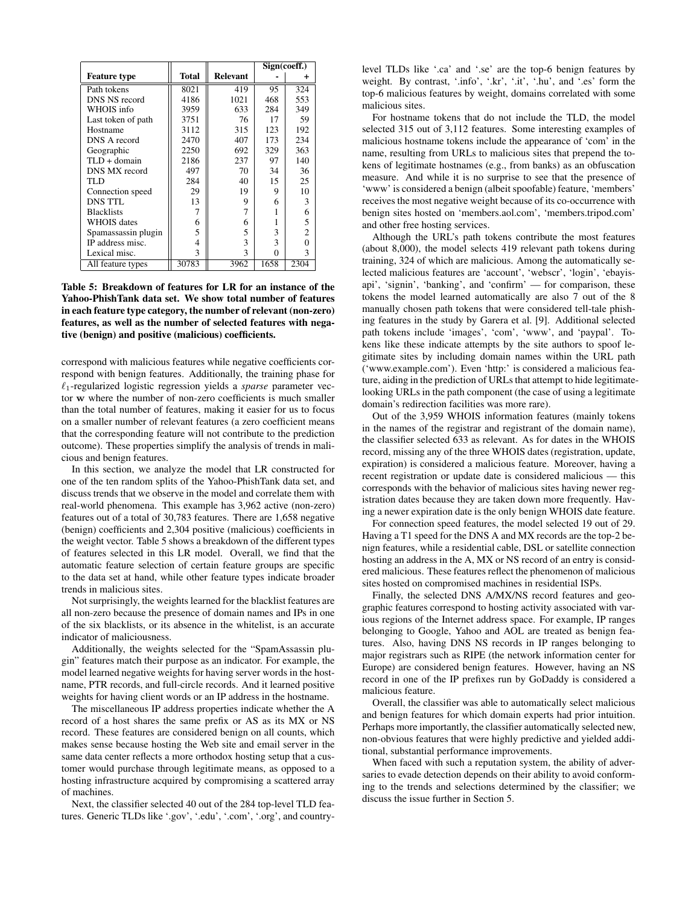| Feature type | Total | Relevant | Sign(coeff.) - | Sign(coeff.) + |
|---|---|---|---|---|
| Path tokens | 8021 | 419 | 95 | 324 |
| DNS NS record | 4186 | 1021 | 468 | 553 |
| WHOIS info | 3959 | 633 | 284 | 349 |
| Last token of path | 3751 | 76 | 17 | 59 |
| Hostname | 3112 | 315 | 123 | 192 |
| DNS A record | 2470 | 407 | 173 | 234 |
| Geographic | 2250 | 692 | 329 | 363 |
| TLD + domain | 2186 | 237 | 97 | 140 |
| DNS MX record | 497 | 70 | 34 | 36 |
| TLD | 284 | 40 | 15 | 25 |
| Connection speed | 29 | 19 | 9 | 10 |
| DNS TTL | 13 | 9 | 6 | 3 |
| Blacklists | 7 | 7 | 1 | 6 |
| WHOIS dates | 6 | 6 | 1 | 5 |
| Spamassassin plugin | 5 | 5 | 3 | 2 |
| IP address misc. | 4 | 3 | 3 | 0 |
| Lexical misc. | 3 | 3 | 0 | 3 |
| All feature types | 30783 | 3962 | 1658 | 2304 |

**Table 5: Breakdown of features for LR for an instance of the Yahoo-PhishTank data set. We show total number of features in each feature type category, the number of relevant (non-zero) features, as well as the number of selected features with negative (benign) and positive (malicious) coefficients.**

correspond with malicious features while negative coefficients correspond with benign features. Additionally, the training phase for $\ell_1$-regularized logistic regression yields a *sparse* parameter vector $\mathbf{w}$ where the number of non-zero coefficients is much smaller than the total number of features, making it easier for us to focus on a smaller number of relevant features (a zero coefficient means that the corresponding feature will not contribute to the prediction outcome). These properties simplify the analysis of trends in malicious and benign features.

In this section, we analyze the model that LR constructed for one of the ten random splits of the Yahoo-PhishTank data set, and discuss trends that we observe in the model and correlate them with real-world phenomena. This example has 3,962 active (non-zero) features out of a total of 30,783 features. There are 1,658 negative (benign) coefficients and 2,304 positive (malicious) coefficients in the weight vector. Table 5 shows a breakdown of the different types of features selected in this LR model. Overall, we find that the automatic feature selection of certain feature groups are specific to the data set at hand, while other feature types indicate broader trends in malicious sites.

Not surprisingly, the weights learned for the blacklist features are all non-zero because the presence of domain names and IPs in one of the six blacklists, or its absence in the whitelist, is an accurate indicator of maliciousness.

Additionally, the weights selected for the "SpamAssassin plugin" features match their purpose as an indicator. For example, the model learned negative weights for having server words in the hostname, PTR records, and full-circle records. And it learned positive weights for having client words or an IP address in the hostname.

The miscellaneous IP address properties indicate whether the A record of a host shares the same prefix or AS as its MX or NS record. These features are considered benign on all counts, which makes sense because hosting the Web site and email server in the same data center reflects a more orthodox hosting setup that a customer would purchase through legitimate means, as opposed to a hosting infrastructure acquired by compromising a scattered array of machines.

Next, the classifier selected 40 out of the 284 top-level TLD features. Generic TLDs like '.gov', '.edu', '.com', '.org', and country-level TLDs like '.ca' and '.se' are the top-6 benign features by weight. By contrast, '.info', '.kr', '.it', '.hu', and '.es' form the top-6 malicious features by weight, domains correlated with some malicious sites.

For hostname tokens that do not include the TLD, the model selected 315 out of 3,112 features. Some interesting examples of malicious hostname tokens include the appearance of 'com' in the name, resulting from URLs to malicious sites that prepend the tokens of legitimate hostnames (e.g., from banks) as an obfuscation measure. And while it is no surprise to see that the presence of 'www' is considered a benign (albeit spoofable) feature, 'members' receives the most negative weight because of its co-occurrence with benign sites hosted on 'members.aol.com', 'members.tripod.com' and other free hosting services.

Although the URL's path tokens contribute the most features (about 8,000), the model selects 419 relevant path tokens during training, 324 of which are malicious. Among the automatically selected malicious features are 'account', 'webscr', 'login', 'ebayisapi', 'signin', 'banking', and 'confirm' — for comparison, these tokens the model learned automatically are also 7 out of the 8 manually chosen path tokens that were considered tell-tale phishing features in the study by Garera et al. [9]. Additional selected path tokens include 'images', 'com', 'www', and 'paypal'. Tokens like these indicate attempts by the site authors to spoof legitimate sites by including domain names within the URL path ('www.example.com'). Even 'http:' is considered a malicious feature, aiding in the prediction of URLs that attempt to hide legitimate-looking URLs in the path component (the case of using a legitimate domain's redirection facilities was more rare).

Out of the 3,959 WHOIS information features (mainly tokens in the names of the registrar and registrant of the domain name), the classifier selected 633 as relevant. As for dates in the WHOIS record, missing any of the three WHOIS dates (registration, update, expiration) is considered a malicious feature. Moreover, having a recent registration or update date is considered malicious — this corresponds with the behavior of malicious sites having newer registration dates because they are taken down more frequently. Having a newer expiration date is the only benign WHOIS date feature.

For connection speed features, the model selected 19 out of 29. Having a T1 speed for the DNS A and MX records are the top-2 benign features, while a residential cable, DSL or satellite connection hosting an address in the A, MX or NS record of an entry is considered malicious. These features reflect the phenomenon of malicious sites hosted on compromised machines in residential ISPs.

Finally, the selected DNS A/MX/NS record features and geographic features correspond to hosting activity associated with various regions of the Internet address space. For example, IP ranges belonging to Google, Yahoo and AOL are treated as benign features. Also, having DNS NS records in IP ranges belonging to major registrars such as RIPE (the network information center for Europe) are considered benign features. However, having an NS record in one of the IP prefixes run by GoDaddy is considered a malicious feature.

Overall, the classifier was able to automatically select malicious and benign features for which domain experts had prior intuition. Perhaps more importantly, the classifier automatically selected new, non-obvious features that were highly predictive and yielded additional, substantial performance improvements.

When faced with such a reputation system, the ability of adversaries to evade detection depends on their ability to avoid conforming to the trends and selections determined by the classifier; we discuss the issue further in Section 5.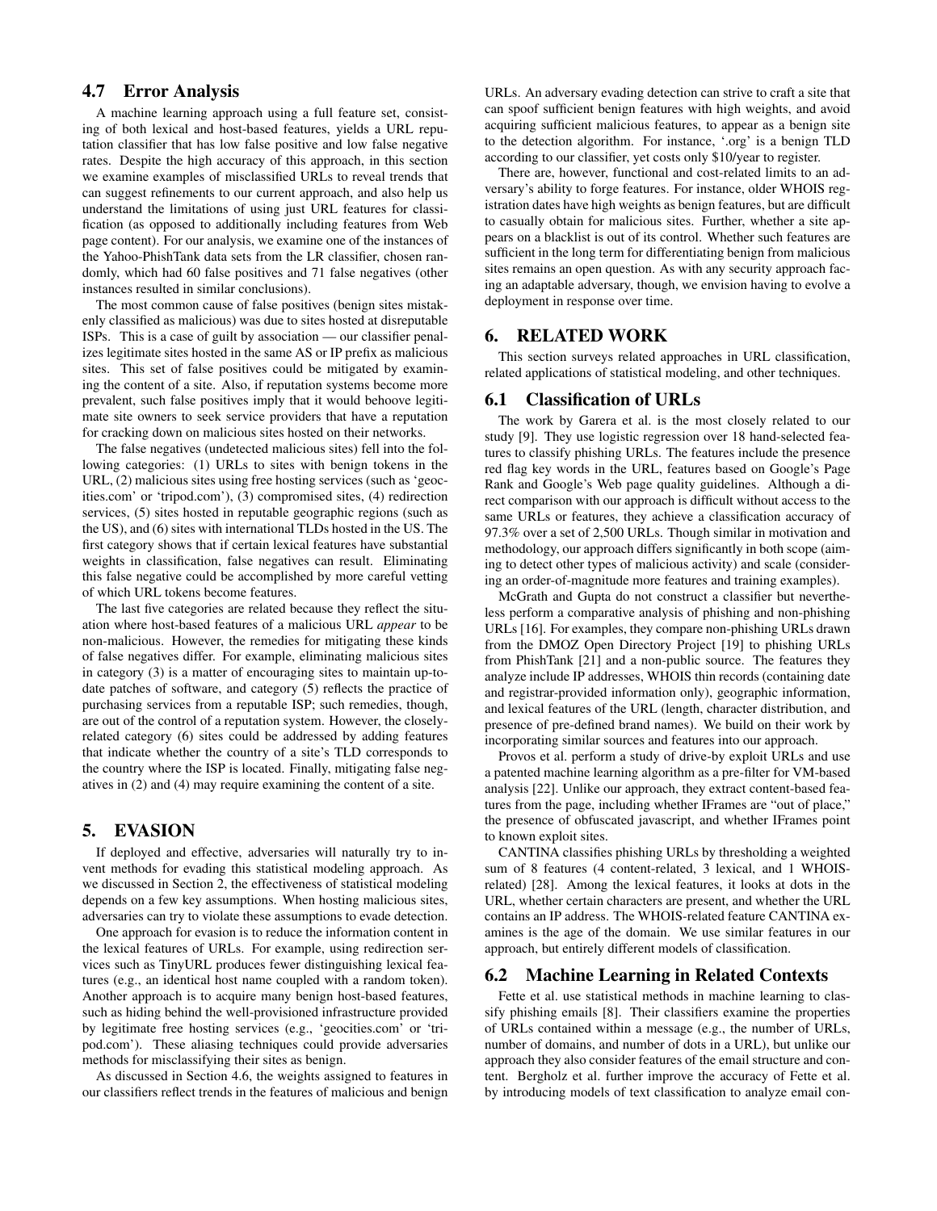## 4.7 Error Analysis

A machine learning approach using a full feature set, consisting of both lexical and host-based features, yields a URL reputation classifier that has low false positive and low false negative rates. Despite the high accuracy of this approach, in this section we examine examples of misclassified URLs to reveal trends that can suggest refinements to our current approach, and also help us understand the limitations of using just URL features for classification (as opposed to additionally including features from Web page content). For our analysis, we examine one of the instances of the Yahoo-PhishTank data sets from the LR classifier, chosen randomly, which had 60 false positives and 71 false negatives (other instances resulted in similar conclusions).

The most common cause of false positives (benign sites mistakenly classified as malicious) was due to sites hosted at disreputable ISPs. This is a case of guilt by association — our classifier penalizes legitimate sites hosted in the same AS or IP prefix as malicious sites. This set of false positives could be mitigated by examining the content of a site. Also, if reputation systems become more prevalent, such false positives imply that it would behoove legitimate site owners to seek service providers that have a reputation for cracking down on malicious sites hosted on their networks.

The false negatives (undetected malicious sites) fell into the following categories: (1) URLs to sites with benign tokens in the URL, (2) malicious sites using free hosting services (such as 'geocities.com' or 'tripod.com'), (3) compromised sites, (4) redirection services, (5) sites hosted in reputable geographic regions (such as the US), and (6) sites with international TLDs hosted in the US. The first category shows that if certain lexical features have substantial weights in classification, false negatives can result. Eliminating this false negative could be accomplished by more careful vetting of which URL tokens become features.

The last five categories are related because they reflect the situation where host-based features of a malicious URL *appear* to be non-malicious. However, the remedies for mitigating these kinds of false negatives differ. For example, eliminating malicious sites in category (3) is a matter of encouraging sites to maintain up-to-date patches of software, and category (5) reflects the practice of purchasing services from a reputable ISP; such remedies, though, are out of the control of a reputation system. However, the closely-related category (6) sites could be addressed by adding features that indicate whether the country of a site's TLD corresponds to the country where the ISP is located. Finally, mitigating false negatives in (2) and (4) may require examining the content of a site.

# 5. EVASION

If deployed and effective, adversaries will naturally try to invent methods for evading this statistical modeling approach. As we discussed in Section 2, the effectiveness of statistical modeling depends on a few key assumptions. When hosting malicious sites, adversaries can try to violate these assumptions to evade detection.

One approach for evasion is to reduce the information content in the lexical features of URLs. For example, using redirection services such as TinyURL produces fewer distinguishing lexical features (e.g., an identical host name coupled with a random token). Another approach is to acquire many benign host-based features, such as hiding behind the well-provisioned infrastructure provided by legitimate free hosting services (e.g., 'geocities.com' or 'tripod.com'). These aliasing techniques could provide adversaries methods for misclassifying their sites as benign.

As discussed in Section 4.6, the weights assigned to features in our classifiers reflect trends in the features of malicious and benign URLs. An adversary evading detection can strive to craft a site that can spoof sufficient benign features with high weights, and avoid acquiring sufficient malicious features, to appear as a benign site to the detection algorithm. For instance, '.org' is a benign TLD according to our classifier, yet costs only $10/year to register.

There are, however, functional and cost-related limits to an adversary's ability to forge features. For instance, older WHOIS registration dates have high weights as benign features, but are difficult to casually obtain for malicious sites. Further, whether a site appears on a blacklist is out of its control. Whether such features are sufficient in the long term for differentiating benign from malicious sites remains an open question. As with any security approach facing an adaptable adversary, though, we envision having to evolve a deployment in response over time.

# 6. RELATED WORK

This section surveys related approaches in URL classification, related applications of statistical modeling, and other techniques.

## 6.1 Classification of URLs

The work by Garera et al. is the most closely related to our study [9]. They use logistic regression over 18 hand-selected features to classify phishing URLs. The features include the presence red flag key words in the URL, features based on Google's Page Rank and Google's Web page quality guidelines. Although a direct comparison with our approach is difficult without access to the same URLs or features, they achieve a classification accuracy of 97.3% over a set of 2,500 URLs. Though similar in motivation and methodology, our approach differs significantly in both scope (aiming to detect other types of malicious activity) and scale (considering an order-of-magnitude more features and training examples).

McGrath and Gupta do not construct a classifier but nevertheless perform a comparative analysis of phishing and non-phishing URLs [16]. For examples, they compare non-phishing URLs drawn from the DMOZ Open Directory Project [19] to phishing URLs from PhishTank [21] and a non-public source. The features they analyze include IP addresses, WHOIS thin records (containing date and registrar-provided information only), geographic information, and lexical features of the URL (length, character distribution, and presence of pre-defined brand names). We build on their work by incorporating similar sources and features into our approach.

Provos et al. perform a study of drive-by exploit URLs and use a patented machine learning algorithm as a pre-filter for VM-based analysis [22]. Unlike our approach, they extract content-based features from the page, including whether IFrames are "out of place," the presence of obfuscated javascript, and whether IFrames point to known exploit sites.

CANTINA classifies phishing URLs by thresholding a weighted sum of 8 features (4 content-related, 3 lexical, and 1 WHOIS-related) [28]. Among the lexical features, it looks at dots in the URL, whether certain characters are present, and whether the URL contains an IP address. The WHOIS-related feature CANTINA examines is the age of the domain. We use similar features in our approach, but entirely different models of classification.

## 6.2 Machine Learning in Related Contexts

Fette et al. use statistical methods in machine learning to classify phishing emails [8]. Their classifiers examine the properties of URLs contained within a message (e.g., the number of URLs, number of domains, and number of dots in a URL), but unlike our approach they also consider features of the email structure and content. Bergholz et al. further improve the accuracy of Fette et al. by introducing models of text classification to analyze email con-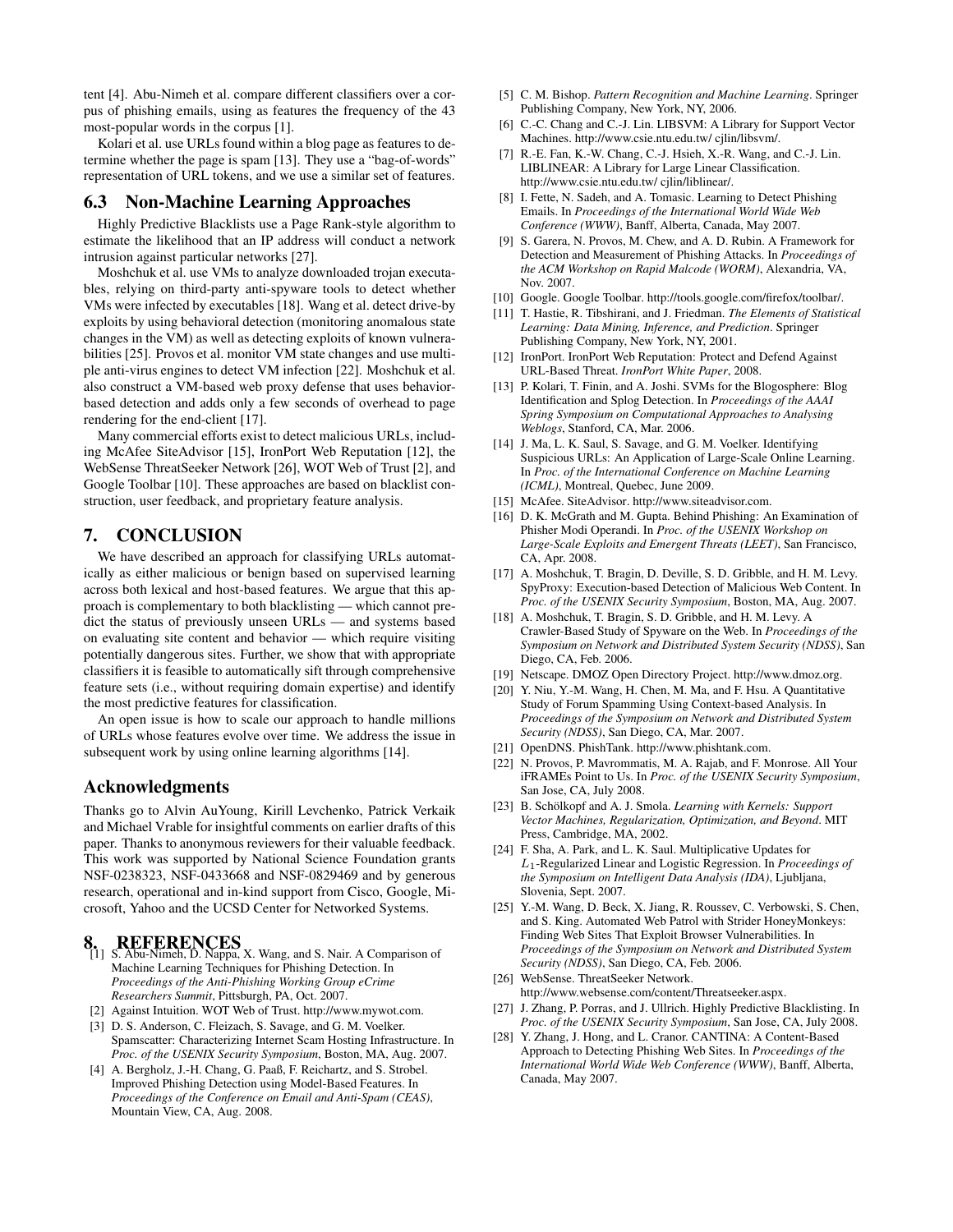tent [4]. Abu-Nimeh et al. compare different classifiers over a corpus of phishing emails, using as features the frequency of the 43 most-popular words in the corpus [1].

Kolari et al. use URLs found within a blog page as features to determine whether the page is spam [13]. They use a "bag-of-words" representation of URL tokens, and we use a similar set of features.

### 6.3 Non-Machine Learning Approaches

Highly Predictive Blacklists use a Page Rank-style algorithm to estimate the likelihood that an IP address will conduct a network intrusion against particular networks [27].

Moshchuk et al. use VMs to analyze downloaded trojan executables, relying on third-party anti-spyware tools to detect whether VMs were infected by executables [18]. Wang et al. detect drive-by exploits by using behavioral detection (monitoring anomalous state changes in the VM) as well as detecting exploits of known vulnerabilities [25]. Provos et al. monitor VM state changes and use multiple anti-virus engines to detect VM infection [22]. Moshchuk et al. also construct a VM-based web proxy defense that uses behavior-based detection and adds only a few seconds of overhead to page rendering for the end-client [17].

Many commercial efforts exist to detect malicious URLs, including McAfee SiteAdvisor [15], IronPort Web Reputation [12], the WebSense ThreatSeeker Network [26], WOT Web of Trust [2], and Google Toolbar [10]. These approaches are based on blacklist construction, user feedback, and proprietary feature analysis.

## 7. CONCLUSION

We have described an approach for classifying URLs automatically as either malicious or benign based on supervised learning across both lexical and host-based features. We argue that this approach is complementary to both blacklisting — which cannot predict the status of previously unseen URLs — and systems based on evaluating site content and behavior — which require visiting potentially dangerous sites. Further, we show that with appropriate classifiers it is feasible to automatically sift through comprehensive feature sets (i.e., without requiring domain expertise) and identify the most predictive features for classification.

An open issue is how to scale our approach to handle millions of URLs whose features evolve over time. We address the issue in subsequent work by using online learning algorithms [14].

## Acknowledgments

Thanks go to Alvin AuYoung, Kirill Levchenko, Patrick Verkaik and Michael Vrable for insightful comments on earlier drafts of this paper. Thanks to anonymous reviewers for their valuable feedback. This work was supported by National Science Foundation grants NSF-0238323, NSF-0433668 and NSF-0829469 and by generous research, operational and in-kind support from Cisco, Google, Microsoft, Yahoo and the UCSD Center for Networked Systems.

## 8. REFERENCES

[1] S. Abu-Nimeh, D. Nappa, X. Wang, and S. Nair. A Comparison of Machine Learning Techniques for Phishing Detection. In *Proceedings of the Anti-Phishing Working Group eCrime Researchers Summit*, Pittsburgh, PA, Oct. 2007.

[2] Against Intuition. WOT Web of Trust. http://www.mywot.com.

[3] D. S. Anderson, C. Fleizach, S. Savage, and G. M. Voelker. Spamscatter: Characterizing Internet Scam Hosting Infrastructure. In *Proc. of the USENIX Security Symposium*, Boston, MA, Aug. 2007.

[4] A. Bergholz, J.-H. Chang, G. Paaß, F. Reichartz, and S. Strobel. Improved Phishing Detection using Model-Based Features. In *Proceedings of the Conference on Email and Anti-Spam (CEAS)*, Mountain View, CA, Aug. 2008.

[5] C. M. Bishop. *Pattern Recognition and Machine Learning*. Springer Publishing Company, New York, NY, 2006.

[6] C.-C. Chang and C.-J. Lin. LIBSVM: A Library for Support Vector Machines. http://www.csie.ntu.edu.tw/ cjlin/libsvm/.

[7] R.-E. Fan, K.-W. Chang, C.-J. Hsieh, X.-R. Wang, and C.-J. Lin. LIBLINEAR: A Library for Large Linear Classification. http://www.csie.ntu.edu.tw/ cjlin/liblinear/.

[8] I. Fette, N. Sadeh, and A. Tomasic. Learning to Detect Phishing Emails. In *Proceedings of the International World Wide Web Conference (WWW)*, Banff, Alberta, Canada, May 2007.

[9] S. Garera, N. Provos, M. Chew, and A. D. Rubin. A Framework for Detection and Measurement of Phishing Attacks. In *Proceedings of the ACM Workshop on Rapid Malcode (WORM)*, Alexandria, VA, Nov. 2007.

[10] Google. Google Toolbar. http://tools.google.com/firefox/toolbar/.

[11] T. Hastie, R. Tibshirani, and J. Friedman. *The Elements of Statistical Learning: Data Mining, Inference, and Prediction*. Springer Publishing Company, New York, NY, 2001.

[12] IronPort. IronPort Web Reputation: Protect and Defend Against URL-Based Threat. *IronPort White Paper*, 2008.

[13] P. Kolari, T. Finin, and A. Joshi. SVMs for the Blogosphere: Blog Identification and Splog Detection. In *Proceedings of the AAAI Spring Symposium on Computational Approaches to Analysing Weblogs*, Stanford, CA, Mar. 2006.

[14] J. Ma, L. K. Saul, S. Savage, and G. M. Voelker. Identifying Suspicious URLs: An Application of Large-Scale Online Learning. In *Proc. of the International Conference on Machine Learning (ICML)*, Montreal, Quebec, June 2009.

[15] McAfee. SiteAdvisor. http://www.siteadvisor.com.

[16] D. K. McGrath and M. Gupta. Behind Phishing: An Examination of Phisher Modi Operandi. In *Proc. of the USENIX Workshop on Large-Scale Exploits and Emergent Threats (LEET)*, San Francisco, CA, Apr. 2008.

[17] A. Moshchuk, T. Bragin, D. Deville, S. D. Gribble, and H. M. Levy. SpyProxy: Execution-based Detection of Malicious Web Content. In *Proc. of the USENIX Security Symposium*, Boston, MA, Aug. 2007.

[18] A. Moshchuk, T. Bragin, S. D. Gribble, and H. M. Levy. A Crawler-Based Study of Spyware on the Web. In *Proceedings of the Symposium on Network and Distributed System Security (NDSS)*, San Diego, CA, Feb. 2006.

[19] Netscape. DMOZ Open Directory Project. http://www.dmoz.org.

[20] Y. Niu, Y.-M. Wang, H. Chen, M. Ma, and F. Hsu. A Quantitative Study of Forum Spamming Using Context-based Analysis. In *Proceedings of the Symposium on Network and Distributed System Security (NDSS)*, San Diego, CA, Mar. 2007.

[21] OpenDNS. PhishTank. http://www.phishtank.com.

[22] N. Provos, P. Mavrommatis, M. A. Rajab, and F. Monrose. All Your iFRAMEs Point to Us. In *Proc. of the USENIX Security Symposium*, San Jose, CA, July 2008.

[23] B. Schölkopf and A. J. Smola. *Learning with Kernels: Support Vector Machines, Regularization, Optimization, and Beyond*. MIT Press, Cambridge, MA, 2002.

[24] F. Sha, A. Park, and L. K. Saul. Multiplicative Updates for $L_1$-Regularized Linear and Logistic Regression. In *Proceedings of the Symposium on Intelligent Data Analysis (IDA)*, Ljubljana, Slovenia, Sept. 2007.

[25] Y.-M. Wang, D. Beck, X. Jiang, R. Roussev, C. Verbowski, S. Chen, and S. King. Automated Web Patrol with Strider HoneyMonkeys: Finding Web Sites That Exploit Browser Vulnerabilities. In *Proceedings of the Symposium on Network and Distributed System Security (NDSS)*, San Diego, CA, Feb. 2006.

[26] WebSense. ThreatSeeker Network. http://www.websense.com/content/Threatseeker.aspx.

[27] J. Zhang, P. Porras, and J. Ullrich. Highly Predictive Blacklisting. In *Proc. of the USENIX Security Symposium*, San Jose, CA, July 2008.

[28] Y. Zhang, J. Hong, and L. Cranor. CANTINA: A Content-Based Approach to Detecting Phishing Web Sites. In *Proceedings of the International World Wide Web Conference (WWW)*, Banff, Alberta, Canada, May 2007.